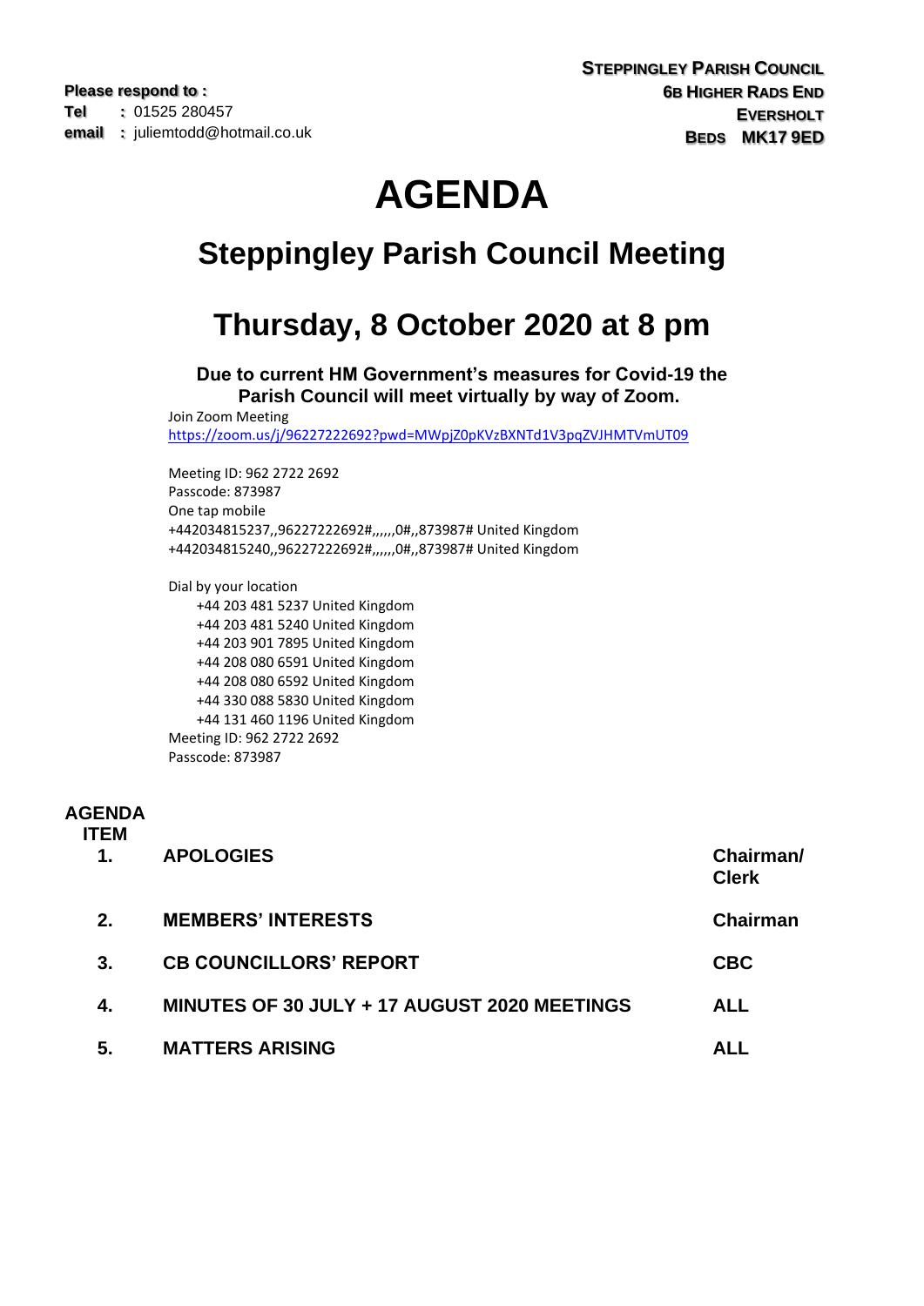**Please respond to :**
**Tel** : 01525 280457
**email** : juliemtodd@hotmail.co.uk

**STEPPINGLEY PARISH COUNCIL**
**6B HIGHER RADS END**
**EVERSHOLT**
**BEDS MK17 9ED**

# AGENDA

## Steppingley Parish Council Meeting

## Thursday, 8 October 2020 at 8 pm

**Due to current HM Government's measures for Covid-19 the Parish Council will meet virtually by way of Zoom.**

Join Zoom Meeting
https://zoom.us/j/96227222692?pwd=MWpjZ0pKVzBXNTd1V3pqZVJHMTVmUT09

Meeting ID: 962 2722 2692
Passcode: 873987
One tap mobile
+442034815237,,96227222692#,,,,,,0#,,873987# United Kingdom
+442034815240,,96227222692#,,,,,,0#,,873987# United Kingdom

Dial by your location
+44 203 481 5237 United Kingdom
+44 203 481 5240 United Kingdom
+44 203 901 7895 United Kingdom
+44 208 080 6591 United Kingdom
+44 208 080 6592 United Kingdom
+44 330 088 5830 United Kingdom
+44 131 460 1196 United Kingdom
Meeting ID: 962 2722 2692
Passcode: 873987

| AGENDA ITEM | | |
|---|---|---|
| **1.** | **APOLOGIES** | **Chairman/ Clerk** |
| **2.** | **MEMBERS' INTERESTS** | **Chairman** |
| **3.** | **CB COUNCILLORS' REPORT** | **CBC** |
| **4.** | **MINUTES OF 30 JULY + 17 AUGUST 2020 MEETINGS** | **ALL** |
| **5.** | **MATTERS ARISING** | **ALL** |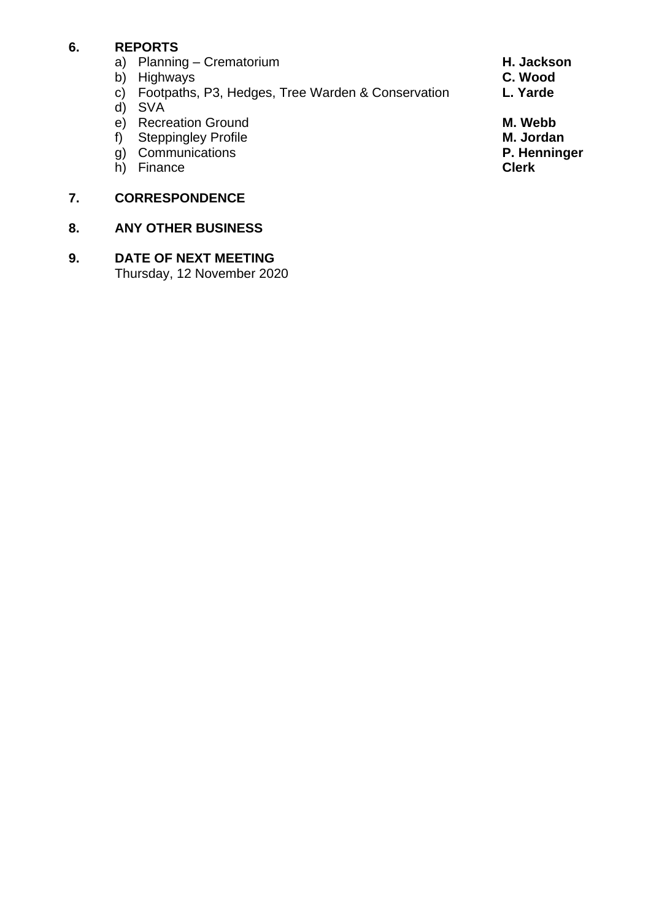**6. REPORTS**

a) Planning – Crematorium **H. Jackson**
b) Highways **C. Wood**
c) Footpaths, P3, Hedges, Tree Warden & Conservation **L. Yarde**
d) SVA
e) Recreation Ground **M. Webb**
f) Steppingley Profile **M. Jordan**
g) Communications **P. Henninger**
h) Finance **Clerk**

**7. CORRESPONDENCE**

**8. ANY OTHER BUSINESS**

**9. DATE OF NEXT MEETING**

Thursday, 12 November 2020